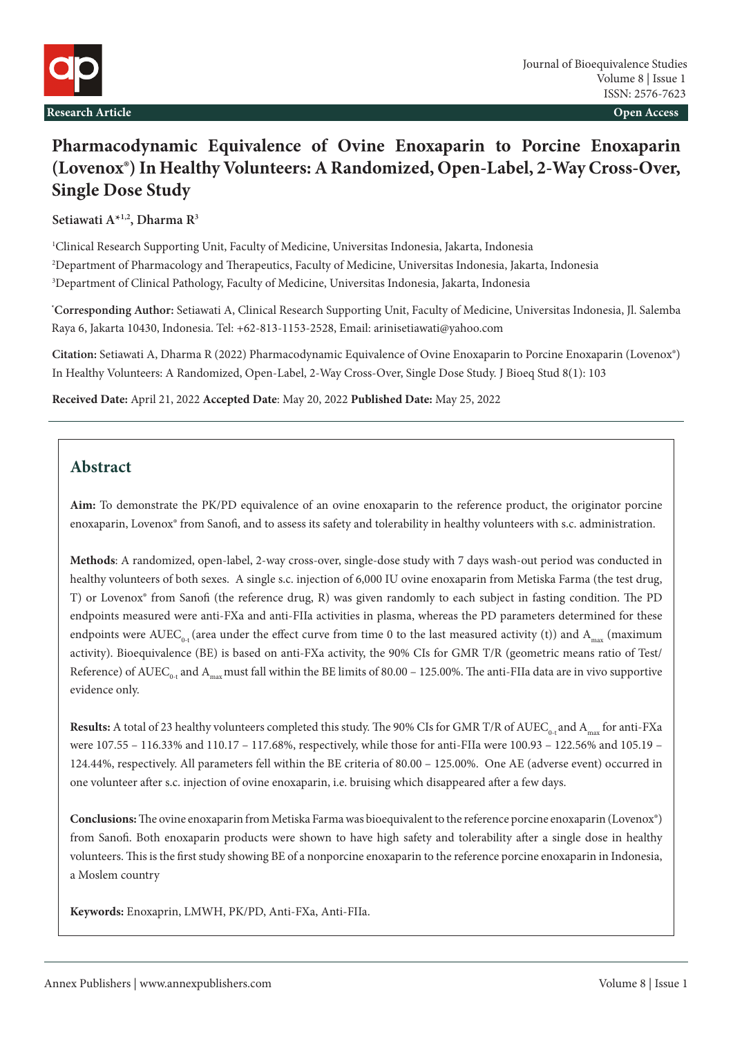Research Article

Open Access

# Pharmacodynamic Equivalence of Ovine Enoxaparin to Porcine Enoxaparin (Lovenox®) In Healthy Volunteers: A Randomized, Open-Label, 2-Way Cross-Over, Single Dose Study

**Setiawati A*[1,2], Dharma R[3]**

[1]Clinical Research Supporting Unit, Faculty of Medicine, Universitas Indonesia, Jakarta, Indonesia

[2]Department of Pharmacology and Therapeutics, Faculty of Medicine, Universitas Indonesia, Jakarta, Indonesia

[3]Department of Clinical Pathology, Faculty of Medicine, Universitas Indonesia, Jakarta, Indonesia

***Corresponding Author:** Setiawati A, Clinical Research Supporting Unit, Faculty of Medicine, Universitas Indonesia, Jl. Salemba Raya 6, Jakarta 10430, Indonesia. Tel: +62-813-1153-2528, Email: arinisetiawati@yahoo.com

**Citation:** Setiawati A, Dharma R (2022) Pharmacodynamic Equivalence of Ovine Enoxaparin to Porcine Enoxaparin (Lovenox®) In Healthy Volunteers: A Randomized, Open-Label, 2-Way Cross-Over, Single Dose Study. J Bioeq Stud 8(1): 103

**Received Date:** April 21, 2022 **Accepted Date**: May 20, 2022 **Published Date:** May 25, 2022

## Abstract

**Aim:** To demonstrate the PK/PD equivalence of an ovine enoxaparin to the reference product, the originator porcine enoxaparin, Lovenox® from Sanofi, and to assess its safety and tolerability in healthy volunteers with s.c. administration.

**Methods**: A randomized, open-label, 2-way cross-over, single-dose study with 7 days wash-out period was conducted in healthy volunteers of both sexes. A single s.c. injection of 6,000 IU ovine enoxaparin from Metiska Farma (the test drug, T) or Lovenox® from Sanofi (the reference drug, R) was given randomly to each subject in fasting condition. The PD endpoints measured were anti-FXa and anti-FIIa activities in plasma, whereas the PD parameters determined for these endpoints were $AUEC_{0-t}$ (area under the effect curve from time 0 to the last measured activity (t)) and $A_{max}$ (maximum activity). Bioequivalence (BE) is based on anti-FXa activity, the 90% CIs for GMR T/R (geometric means ratio of Test/Reference) of $AUEC_{0-t}$ and $A_{max}$ must fall within the BE limits of 80.00 – 125.00%. The anti-FIIa data are in vivo supportive evidence only.

**Results:** A total of 23 healthy volunteers completed this study. The 90% CIs for GMR T/R of $AUEC_{0-t}$ and $A_{max}$ for anti-FXa were 107.55 – 116.33% and 110.17 – 117.68%, respectively, while those for anti-FIIa were 100.93 – 122.56% and 105.19 – 124.44%, respectively. All parameters fell within the BE criteria of 80.00 – 125.00%. One AE (adverse event) occurred in one volunteer after s.c. injection of ovine enoxaparin, i.e. bruising which disappeared after a few days.

**Conclusions:** The ovine enoxaparin from Metiska Farma was bioequivalent to the reference porcine enoxaparin (Lovenox®) from Sanofi. Both enoxaparin products were shown to have high safety and tolerability after a single dose in healthy volunteers. This is the first study showing BE of a nonporcine enoxaparin to the reference porcine enoxaparin in Indonesia, a Moslem country

**Keywords:** Enoxaprin, LMWH, PK/PD, Anti-FXa, Anti-FIIa.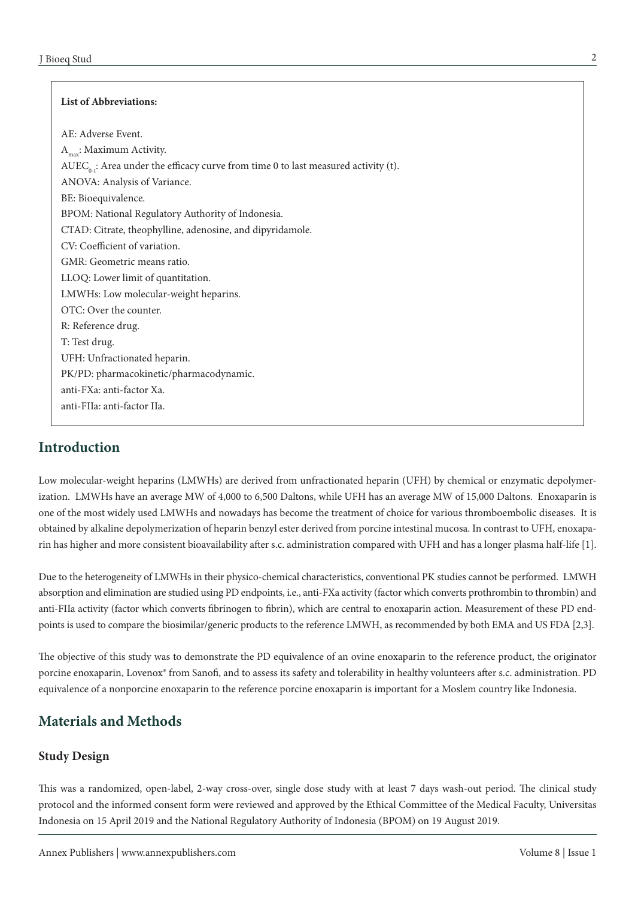**List of Abbreviations:**

AE: Adverse Event.
$A_{max}$: Maximum Activity.
$AUEC_{0-t}$: Area under the efficacy curve from time 0 to last measured activity (t).
ANOVA: Analysis of Variance.
BE: Bioequivalence.
BPOM: National Regulatory Authority of Indonesia.
CTAD: Citrate, theophylline, adenosine, and dipyridamole.
CV: Coefficient of variation.
GMR: Geometric means ratio.
LLOQ: Lower limit of quantitation.
LMWHs: Low molecular-weight heparins.
OTC: Over the counter.
R: Reference drug.
T: Test drug.
UFH: Unfractionated heparin.
PK/PD: pharmacokinetic/pharmacodynamic.
anti-FXa: anti-factor Xa.
anti-FIIa: anti-factor IIa.

## Introduction

Low molecular-weight heparins (LMWHs) are derived from unfractionated heparin (UFH) by chemical or enzymatic depolymerization. LMWHs have an average MW of 4,000 to 6,500 Daltons, while UFH has an average MW of 15,000 Daltons. Enoxaparin is one of the most widely used LMWHs and nowadays has become the treatment of choice for various thromboembolic diseases. It is obtained by alkaline depolymerization of heparin benzyl ester derived from porcine intestinal mucosa. In contrast to UFH, enoxaparin has higher and more consistent bioavailability after s.c. administration compared with UFH and has a longer plasma half-life [1].

Due to the heterogeneity of LMWHs in their physico-chemical characteristics, conventional PK studies cannot be performed. LMWH absorption and elimination are studied using PD endpoints, i.e., anti-FXa activity (factor which converts prothrombin to thrombin) and anti-FIIa activity (factor which converts fibrinogen to fibrin), which are central to enoxaparin action. Measurement of these PD endpoints is used to compare the biosimilar/generic products to the reference LMWH, as recommended by both EMA and US FDA [2,3].

The objective of this study was to demonstrate the PD equivalence of an ovine enoxaparin to the reference product, the originator porcine enoxaparin, Lovenox® from Sanofi, and to assess its safety and tolerability in healthy volunteers after s.c. administration. PD equivalence of a nonporcine enoxaparin to the reference porcine enoxaparin is important for a Moslem country like Indonesia.

## Materials and Methods

### Study Design

This was a randomized, open-label, 2-way cross-over, single dose study with at least 7 days wash-out period. The clinical study protocol and the informed consent form were reviewed and approved by the Ethical Committee of the Medical Faculty, Universitas Indonesia on 15 April 2019 and the National Regulatory Authority of Indonesia (BPOM) on 19 August 2019.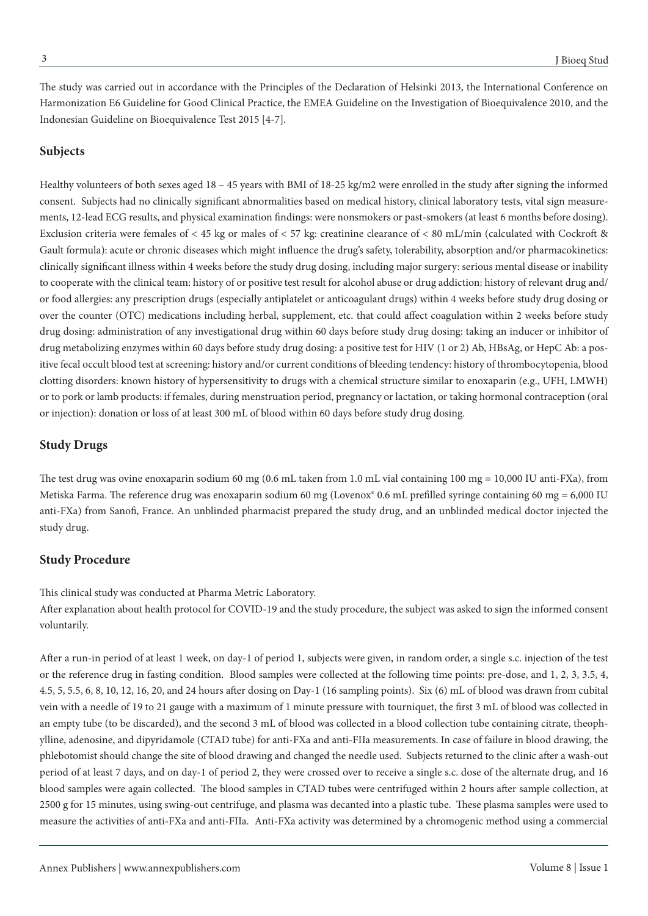The study was carried out in accordance with the Principles of the Declaration of Helsinki 2013, the International Conference on Harmonization E6 Guideline for Good Clinical Practice, the EMEA Guideline on the Investigation of Bioequivalence 2010, and the Indonesian Guideline on Bioequivalence Test 2015 [4-7].

## Subjects

Healthy volunteers of both sexes aged 18 – 45 years with BMI of 18-25 kg/m2 were enrolled in the study after signing the informed consent. Subjects had no clinically significant abnormalities based on medical history, clinical laboratory tests, vital sign measurements, 12-lead ECG results, and physical examination findings: were nonsmokers or past-smokers (at least 6 months before dosing). Exclusion criteria were females of < 45 kg or males of < 57 kg: creatinine clearance of < 80 mL/min (calculated with Cockroft & Gault formula): acute or chronic diseases which might influence the drug's safety, tolerability, absorption and/or pharmacokinetics: clinically significant illness within 4 weeks before the study drug dosing, including major surgery: serious mental disease or inability to cooperate with the clinical team: history of or positive test result for alcohol abuse or drug addiction: history of relevant drug and/ or food allergies: any prescription drugs (especially antiplatelet or anticoagulant drugs) within 4 weeks before study drug dosing or over the counter (OTC) medications including herbal, supplement, etc. that could affect coagulation within 2 weeks before study drug dosing: administration of any investigational drug within 60 days before study drug dosing: taking an inducer or inhibitor of drug metabolizing enzymes within 60 days before study drug dosing: a positive test for HIV (1 or 2) Ab, HBsAg, or HepC Ab: a positive fecal occult blood test at screening: history and/or current conditions of bleeding tendency: history of thrombocytopenia, blood clotting disorders: known history of hypersensitivity to drugs with a chemical structure similar to enoxaparin (e.g., UFH, LMWH) or to pork or lamb products: if females, during menstruation period, pregnancy or lactation, or taking hormonal contraception (oral or injection): donation or loss of at least 300 mL of blood within 60 days before study drug dosing.

## Study Drugs

The test drug was ovine enoxaparin sodium 60 mg (0.6 mL taken from 1.0 mL vial containing 100 mg = 10,000 IU anti-FXa), from Metiska Farma. The reference drug was enoxaparin sodium 60 mg (Lovenox® 0.6 mL prefilled syringe containing 60 mg = 6,000 IU anti-FXa) from Sanofi, France. An unblinded pharmacist prepared the study drug, and an unblinded medical doctor injected the study drug.

## Study Procedure

This clinical study was conducted at Pharma Metric Laboratory.
After explanation about health protocol for COVID-19 and the study procedure, the subject was asked to sign the informed consent voluntarily.

After a run-in period of at least 1 week, on day-1 of period 1, subjects were given, in random order, a single s.c. injection of the test or the reference drug in fasting condition. Blood samples were collected at the following time points: pre-dose, and 1, 2, 3, 3.5, 4, 4.5, 5, 5.5, 6, 8, 10, 12, 16, 20, and 24 hours after dosing on Day-1 (16 sampling points). Six (6) mL of blood was drawn from cubital vein with a needle of 19 to 21 gauge with a maximum of 1 minute pressure with tourniquet, the first 3 mL of blood was collected in an empty tube (to be discarded), and the second 3 mL of blood was collected in a blood collection tube containing citrate, theophylline, adenosine, and dipyridamole (CTAD tube) for anti-FXa and anti-FIIa measurements. In case of failure in blood drawing, the phlebotomist should change the site of blood drawing and changed the needle used. Subjects returned to the clinic after a wash-out period of at least 7 days, and on day-1 of period 2, they were crossed over to receive a single s.c. dose of the alternate drug, and 16 blood samples were again collected. The blood samples in CTAD tubes were centrifuged within 2 hours after sample collection, at 2500 g for 15 minutes, using swing-out centrifuge, and plasma was decanted into a plastic tube. These plasma samples were used to measure the activities of anti-FXa and anti-FIIa. Anti-FXa activity was determined by a chromogenic method using a commercial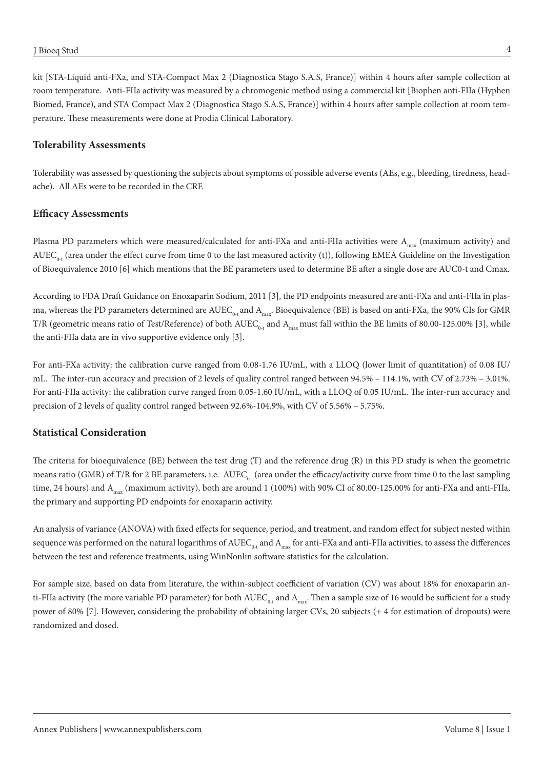kit [STA-Liquid anti-FXa, and STA-Compact Max 2 (Diagnostica Stago S.A.S, France)] within 4 hours after sample collection at room temperature. Anti-FIIa activity was measured by a chromogenic method using a commercial kit [Biophen anti-FIIa (Hyphen Biomed, France), and STA Compact Max 2 (Diagnostica Stago S.A.S, France)] within 4 hours after sample collection at room temperature. These measurements were done at Prodia Clinical Laboratory.

### Tolerability Assessments

Tolerability was assessed by questioning the subjects about symptoms of possible adverse events (AEs, e.g., bleeding, tiredness, headache). All AEs were to be recorded in the CRF.

### Efficacy Assessments

Plasma PD parameters which were measured/calculated for anti-FXa and anti-FIIa activities were $A_{max}$ (maximum activity) and $AUEC_{0-t}$ (area under the effect curve from time 0 to the last measured activity (t)), following EMEA Guideline on the Investigation of Bioequivalence 2010 [6] which mentions that the BE parameters used to determine BE after a single dose are AUC0-t and Cmax.

According to FDA Draft Guidance on Enoxaparin Sodium, 2011 [3], the PD endpoints measured are anti-FXa and anti-FIIa in plasma, whereas the PD parameters determined are $AUEC_{0-t}$ and $A_{max}$. Bioequivalence (BE) is based on anti-FXa, the 90% CIs for GMR T/R (geometric means ratio of Test/Reference) of both $AUEC_{0-t}$ and $A_{max}$ must fall within the BE limits of 80.00-125.00% [3], while the anti-FIIa data are in vivo supportive evidence only [3].

For anti-FXa activity: the calibration curve ranged from 0.08-1.76 IU/mL, with a LLOQ (lower limit of quantitation) of 0.08 IU/mL. The inter-run accuracy and precision of 2 levels of quality control ranged between 94.5% – 114.1%, with CV of 2.73% – 3.01%. For anti-FIIa activity: the calibration curve ranged from 0.05-1.60 IU/mL, with a LLOQ of 0.05 IU/mL. The inter-run accuracy and precision of 2 levels of quality control ranged between 92.6%-104.9%, with CV of 5.56% – 5.75%.

### Statistical Consideration

The criteria for bioequivalence (BE) between the test drug (T) and the reference drug (R) in this PD study is when the geometric means ratio (GMR) of T/R for 2 BE parameters, i.e. $AUEC_{0-t}$ (area under the efficacy/activity curve from time 0 to the last sampling time, 24 hours) and $A_{max}$ (maximum activity), both are around 1 (100%) with 90% CI of 80.00-125.00% for anti-FXa and anti-FIIa, the primary and supporting PD endpoints for enoxaparin activity.

An analysis of variance (ANOVA) with fixed effects for sequence, period, and treatment, and random effect for subject nested within sequence was performed on the natural logarithms of $AUEC_{0-t}$ and $A_{max}$ for anti-FXa and anti-FIIa activities, to assess the differences between the test and reference treatments, using WinNonlin software statistics for the calculation.

For sample size, based on data from literature, the within-subject coefficient of variation (CV) was about 18% for enoxaparin anti-FIIa activity (the more variable PD parameter) for both $AUEC_{0-t}$ and $A_{max}$. Then a sample size of 16 would be sufficient for a study power of 80% [7]. However, considering the probability of obtaining larger CVs, 20 subjects (+ 4 for estimation of dropouts) were randomized and dosed.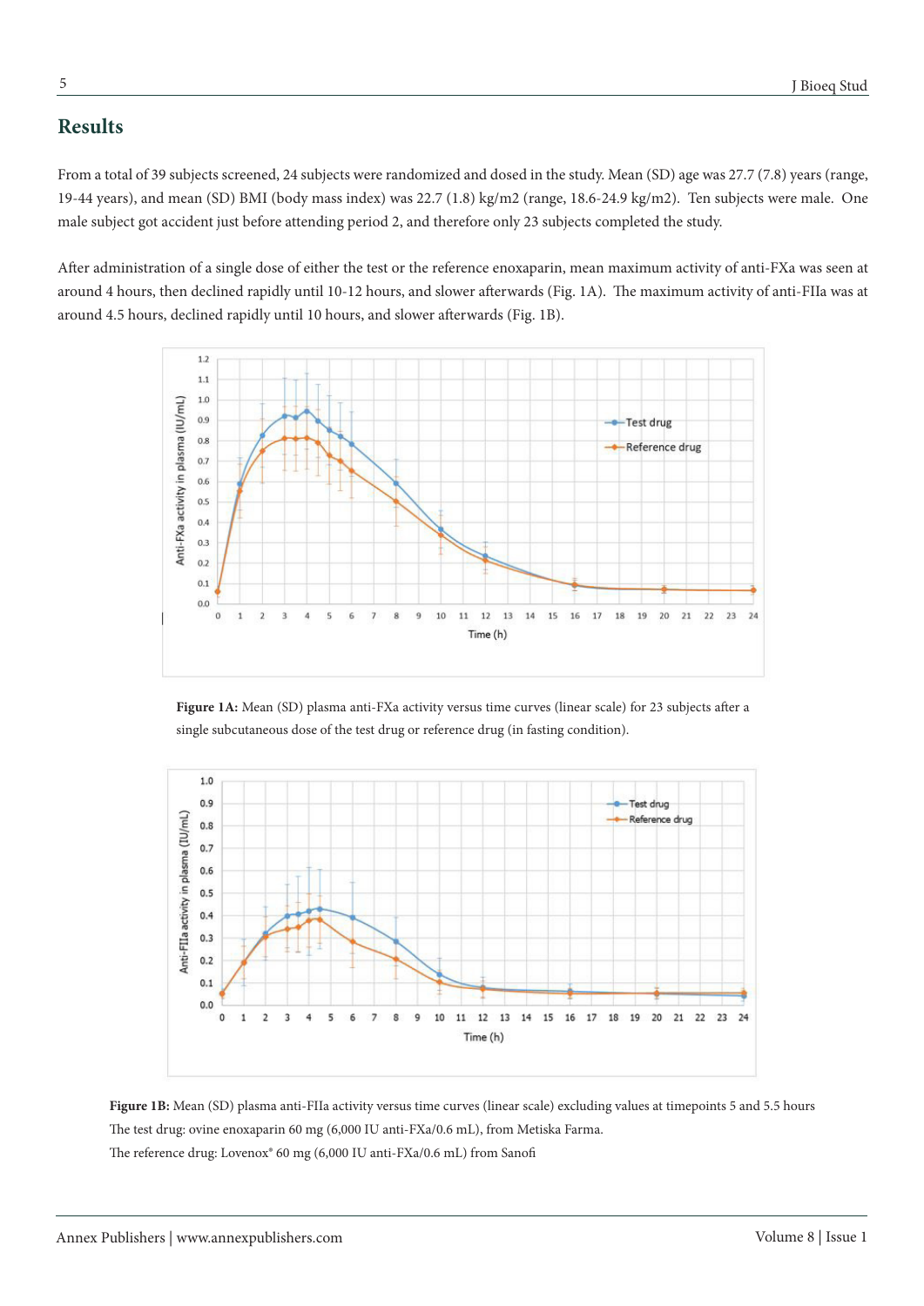## Results

From a total of 39 subjects screened, 24 subjects were randomized and dosed in the study. Mean (SD) age was 27.7 (7.8) years (range, 19-44 years), and mean (SD) BMI (body mass index) was 22.7 (1.8) kg/m2 (range, 18.6-24.9 kg/m2). Ten subjects were male. One male subject got accident just before attending period 2, and therefore only 23 subjects completed the study.

After administration of a single dose of either the test or the reference enoxaparin, mean maximum activity of anti-FXa was seen at around 4 hours, then declined rapidly until 10-12 hours, and slower afterwards (Fig. 1A). The maximum activity of anti-FIIa was at around 4.5 hours, declined rapidly until 10 hours, and slower afterwards (Fig. 1B).

**Figure 1A:** Mean (SD) plasma anti-FXa activity versus time curves (linear scale) for 23 subjects after a single subcutaneous dose of the test drug or reference drug (in fasting condition).

**Figure 1B:** Mean (SD) plasma anti-FIIa activity versus time curves (linear scale) excluding values at timepoints 5 and 5.5 hours

The test drug: ovine enoxaparin 60 mg (6,000 IU anti-FXa/0.6 mL), from Metiska Farma.

The reference drug: Lovenox® 60 mg (6,000 IU anti-FXa/0.6 mL) from Sanofi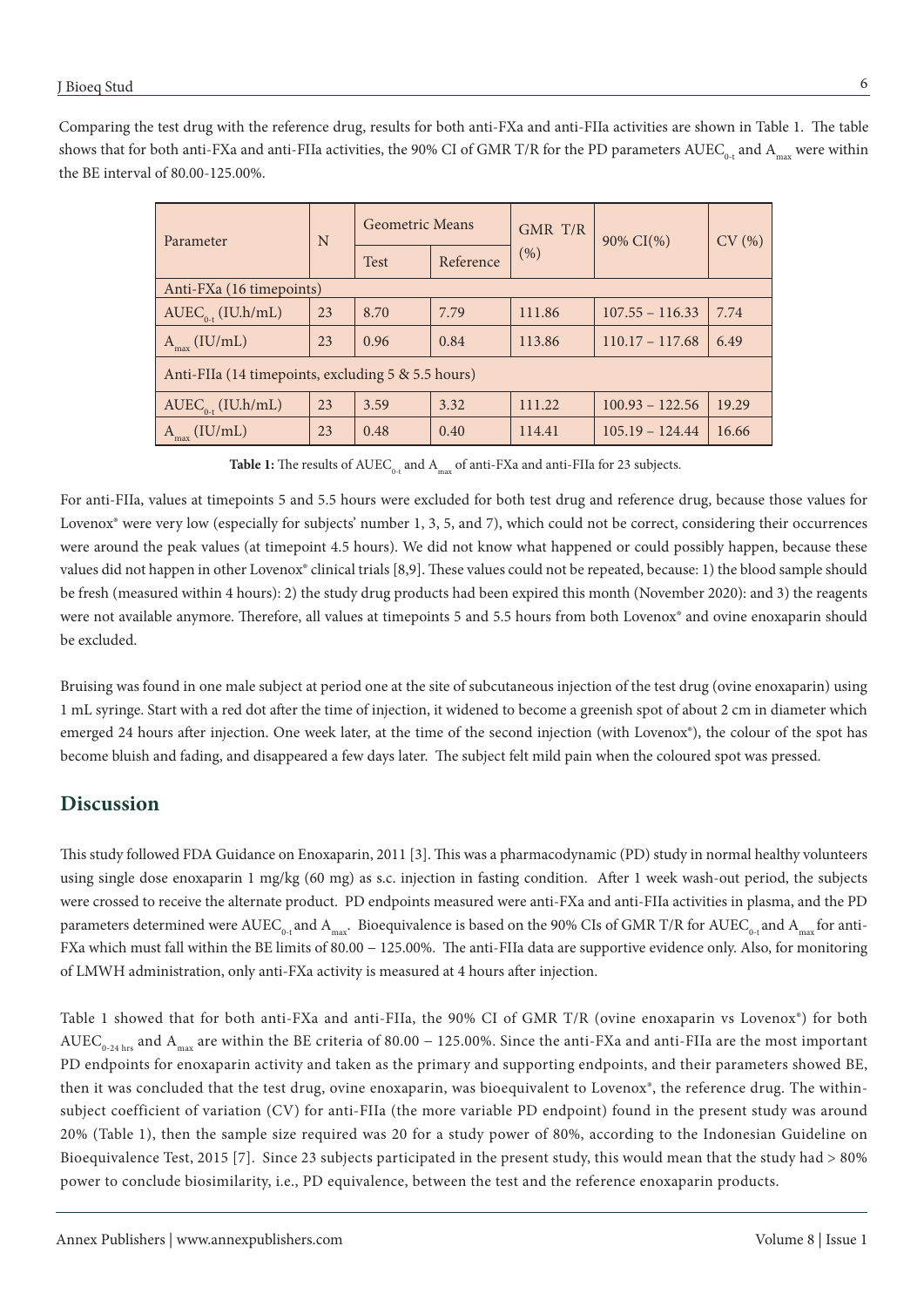Comparing the test drug with the reference drug, results for both anti-FXa and anti-FIIa activities are shown in Table 1. The table shows that for both anti-FXa and anti-FIIa activities, the 90% CI of GMR T/R for the PD parameters $AUEC_{0-t}$ and $A_{max}$ were within the BE interval of 80.00-125.00%.

| Parameter | N | Geometric Means | | GMR T/R (%) | 90% CI(%) | CV (%) |
|---|---|---|---|---|---|---|
| | | Test | Reference | | | |
| Anti-FXa (16 timepoints) | | | | | | |
| $AUEC_{0-t}$ (IU.h/mL) | 23 | 8.70 | 7.79 | 111.86 | 107.55 – 116.33 | 7.74 |
| $A_{max}$ (IU/mL) | 23 | 0.96 | 0.84 | 113.86 | 110.17 – 117.68 | 6.49 |
| Anti-FIIa (14 timepoints, excluding 5 & 5.5 hours) | | | | | | |
| $AUEC_{0-t}$ (IU.h/mL) | 23 | 3.59 | 3.32 | 111.22 | 100.93 – 122.56 | 19.29 |
| $A_{max}$ (IU/mL) | 23 | 0.48 | 0.40 | 114.41 | 105.19 – 124.44 | 16.66 |

**Table 1:** The results of $AUEC_{0-t}$ and $A_{max}$ of anti-FXa and anti-FIIa for 23 subjects.

For anti-FIIa, values at timepoints 5 and 5.5 hours were excluded for both test drug and reference drug, because those values for Lovenox® were very low (especially for subjects' number 1, 3, 5, and 7), which could not be correct, considering their occurrences were around the peak values (at timepoint 4.5 hours). We did not know what happened or could possibly happen, because these values did not happen in other Lovenox® clinical trials [8,9]. These values could not be repeated, because: 1) the blood sample should be fresh (measured within 4 hours): 2) the study drug products had been expired this month (November 2020): and 3) the reagents were not available anymore. Therefore, all values at timepoints 5 and 5.5 hours from both Lovenox® and ovine enoxaparin should be excluded.

Bruising was found in one male subject at period one at the site of subcutaneous injection of the test drug (ovine enoxaparin) using 1 mL syringe. Start with a red dot after the time of injection, it widened to become a greenish spot of about 2 cm in diameter which emerged 24 hours after injection. One week later, at the time of the second injection (with Lovenox®), the colour of the spot has become bluish and fading, and disappeared a few days later. The subject felt mild pain when the coloured spot was pressed.

## Discussion

This study followed FDA Guidance on Enoxaparin, 2011 [3]. This was a pharmacodynamic (PD) study in normal healthy volunteers using single dose enoxaparin 1 mg/kg (60 mg) as s.c. injection in fasting condition. After 1 week wash-out period, the subjects were crossed to receive the alternate product. PD endpoints measured were anti-FXa and anti-FIIa activities in plasma, and the PD parameters determined were $AUEC_{0-t}$ and $A_{max}$. Bioequivalence is based on the 90% CIs of GMR T/R for $AUEC_{0-t}$ and $A_{max}$ for anti-FXa which must fall within the BE limits of 80.00 – 125.00%. The anti-FIIa data are supportive evidence only. Also, for monitoring of LMWH administration, only anti-FXa activity is measured at 4 hours after injection.

Table 1 showed that for both anti-FXa and anti-FIIa, the 90% CI of GMR T/R (ovine enoxaparin vs Lovenox®) for both $AUEC_{0-24\ hrs}$ and $A_{max}$ are within the BE criteria of 80.00 – 125.00%. Since the anti-FXa and anti-FIIa are the most important PD endpoints for enoxaparin activity and taken as the primary and supporting endpoints, and their parameters showed BE, then it was concluded that the test drug, ovine enoxaparin, was bioequivalent to Lovenox®, the reference drug. The within-subject coefficient of variation (CV) for anti-FIIa (the more variable PD endpoint) found in the present study was around 20% (Table 1), then the sample size required was 20 for a study power of 80%, according to the Indonesian Guideline on Bioequivalence Test, 2015 [7]. Since 23 subjects participated in the present study, this would mean that the study had > 80% power to conclude biosimilarity, i.e., PD equivalence, between the test and the reference enoxaparin products.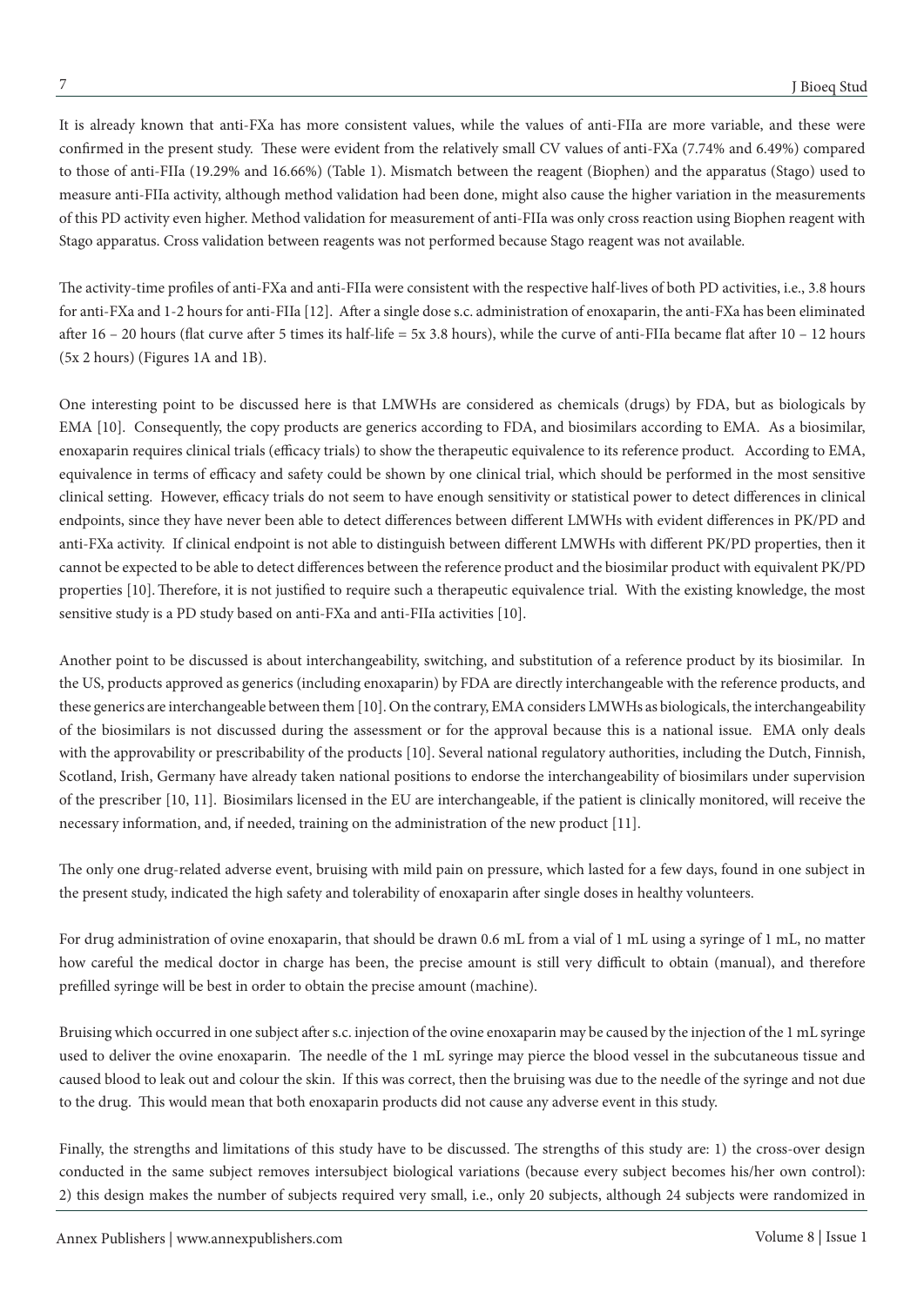It is already known that anti-FXa has more consistent values, while the values of anti-FIIa are more variable, and these were confirmed in the present study. These were evident from the relatively small CV values of anti-FXa (7.74% and 6.49%) compared to those of anti-FIIa (19.29% and 16.66%) (Table 1). Mismatch between the reagent (Biophen) and the apparatus (Stago) used to measure anti-FIIa activity, although method validation had been done, might also cause the higher variation in the measurements of this PD activity even higher. Method validation for measurement of anti-FIIa was only cross reaction using Biophen reagent with Stago apparatus. Cross validation between reagents was not performed because Stago reagent was not available.

The activity-time profiles of anti-FXa and anti-FIIa were consistent with the respective half-lives of both PD activities, i.e., 3.8 hours for anti-FXa and 1-2 hours for anti-FIIa [12]. After a single dose s.c. administration of enoxaparin, the anti-FXa has been eliminated after 16 – 20 hours (flat curve after 5 times its half-life = 5x 3.8 hours), while the curve of anti-FIIa became flat after 10 – 12 hours (5x 2 hours) (Figures 1A and 1B).

One interesting point to be discussed here is that LMWHs are considered as chemicals (drugs) by FDA, but as biologicals by EMA [10]. Consequently, the copy products are generics according to FDA, and biosimilars according to EMA. As a biosimilar, enoxaparin requires clinical trials (efficacy trials) to show the therapeutic equivalence to its reference product. According to EMA, equivalence in terms of efficacy and safety could be shown by one clinical trial, which should be performed in the most sensitive clinical setting. However, efficacy trials do not seem to have enough sensitivity or statistical power to detect differences in clinical endpoints, since they have never been able to detect differences between different LMWHs with evident differences in PK/PD and anti-FXa activity. If clinical endpoint is not able to distinguish between different LMWHs with different PK/PD properties, then it cannot be expected to be able to detect differences between the reference product and the biosimilar product with equivalent PK/PD properties [10]. Therefore, it is not justified to require such a therapeutic equivalence trial. With the existing knowledge, the most sensitive study is a PD study based on anti-FXa and anti-FIIa activities [10].

Another point to be discussed is about interchangeability, switching, and substitution of a reference product by its biosimilar. In the US, products approved as generics (including enoxaparin) by FDA are directly interchangeable with the reference products, and these generics are interchangeable between them [10]. On the contrary, EMA considers LMWHs as biologicals, the interchangeability of the biosimilars is not discussed during the assessment or for the approval because this is a national issue. EMA only deals with the approvability or prescribability of the products [10]. Several national regulatory authorities, including the Dutch, Finnish, Scotland, Irish, Germany have already taken national positions to endorse the interchangeability of biosimilars under supervision of the prescriber [10, 11]. Biosimilars licensed in the EU are interchangeable, if the patient is clinically monitored, will receive the necessary information, and, if needed, training on the administration of the new product [11].

The only one drug-related adverse event, bruising with mild pain on pressure, which lasted for a few days, found in one subject in the present study, indicated the high safety and tolerability of enoxaparin after single doses in healthy volunteers.

For drug administration of ovine enoxaparin, that should be drawn 0.6 mL from a vial of 1 mL using a syringe of 1 mL, no matter how careful the medical doctor in charge has been, the precise amount is still very difficult to obtain (manual), and therefore prefilled syringe will be best in order to obtain the precise amount (machine).

Bruising which occurred in one subject after s.c. injection of the ovine enoxaparin may be caused by the injection of the 1 mL syringe used to deliver the ovine enoxaparin. The needle of the 1 mL syringe may pierce the blood vessel in the subcutaneous tissue and caused blood to leak out and colour the skin. If this was correct, then the bruising was due to the needle of the syringe and not due to the drug. This would mean that both enoxaparin products did not cause any adverse event in this study.

Finally, the strengths and limitations of this study have to be discussed. The strengths of this study are: 1) the cross-over design conducted in the same subject removes intersubject biological variations (because every subject becomes his/her own control): 2) this design makes the number of subjects required very small, i.e., only 20 subjects, although 24 subjects were randomized in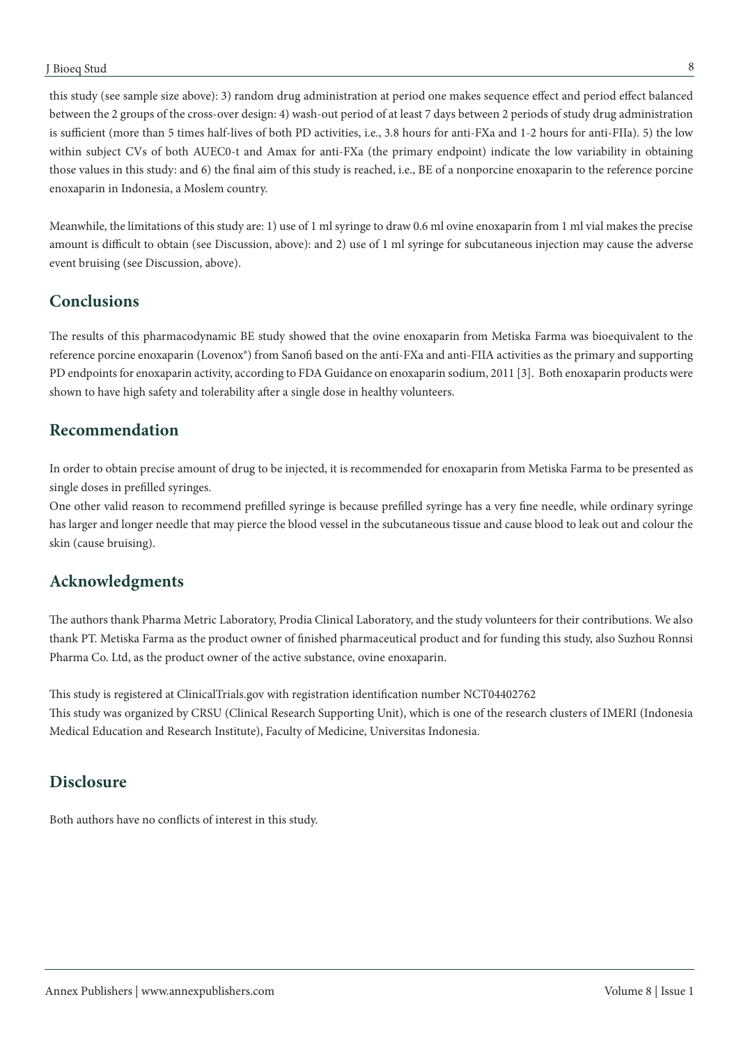this study (see sample size above): 3) random drug administration at period one makes sequence effect and period effect balanced between the 2 groups of the cross-over design: 4) wash-out period of at least 7 days between 2 periods of study drug administration is sufficient (more than 5 times half-lives of both PD activities, i.e., 3.8 hours for anti-FXa and 1-2 hours for anti-FIIa). 5) the low within subject CVs of both $AUEC_{0-t}$ and $A_{max}$ for anti-FXa (the primary endpoint) indicate the low variability in obtaining those values in this study: and 6) the final aim of this study is reached, i.e., BE of a nonporcine enoxaparin to the reference porcine enoxaparin in Indonesia, a Moslem country.

Meanwhile, the limitations of this study are: 1) use of 1 ml syringe to draw 0.6 ml ovine enoxaparin from 1 ml vial makes the precise amount is difficult to obtain (see Discussion, above): and 2) use of 1 ml syringe for subcutaneous injection may cause the adverse event bruising (see Discussion, above).

## Conclusions

The results of this pharmacodynamic BE study showed that the ovine enoxaparin from Metiska Farma was bioequivalent to the reference porcine enoxaparin (Lovenox®) from Sanofi based on the anti-FXa and anti-FIIA activities as the primary and supporting PD endpoints for enoxaparin activity, according to FDA Guidance on enoxaparin sodium, 2011 [3]. Both enoxaparin products were shown to have high safety and tolerability after a single dose in healthy volunteers.

## Recommendation

In order to obtain precise amount of drug to be injected, it is recommended for enoxaparin from Metiska Farma to be presented as single doses in prefilled syringes.

One other valid reason to recommend prefilled syringe is because prefilled syringe has a very fine needle, while ordinary syringe has larger and longer needle that may pierce the blood vessel in the subcutaneous tissue and cause blood to leak out and colour the skin (cause bruising).

## Acknowledgments

The authors thank Pharma Metric Laboratory, Prodia Clinical Laboratory, and the study volunteers for their contributions. We also thank PT. Metiska Farma as the product owner of finished pharmaceutical product and for funding this study, also Suzhou Ronnsi Pharma Co. Ltd, as the product owner of the active substance, ovine enoxaparin.

This study is registered at ClinicalTrials.gov with registration identification number NCT04402762

This study was organized by CRSU (Clinical Research Supporting Unit), which is one of the research clusters of IMERI (Indonesia Medical Education and Research Institute), Faculty of Medicine, Universitas Indonesia.

## Disclosure

Both authors have no conflicts of interest in this study.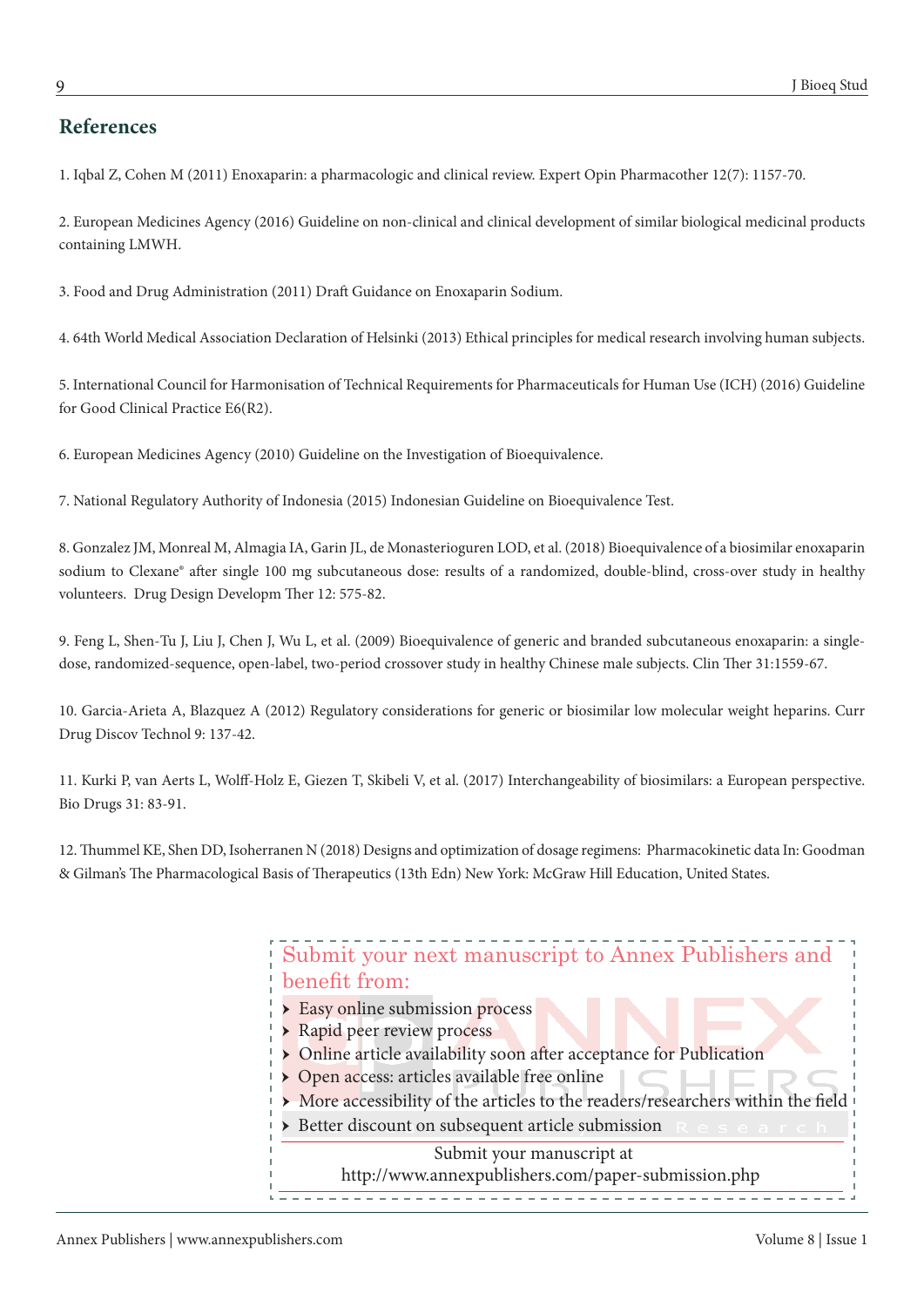## References

1. Iqbal Z, Cohen M (2011) Enoxaparin: a pharmacologic and clinical review. Expert Opin Pharmacother 12(7): 1157-70.

2. European Medicines Agency (2016) Guideline on non-clinical and clinical development of similar biological medicinal products containing LMWH.

3. Food and Drug Administration (2011) Draft Guidance on Enoxaparin Sodium.

4. 64th World Medical Association Declaration of Helsinki (2013) Ethical principles for medical research involving human subjects.

5. International Council for Harmonisation of Technical Requirements for Pharmaceuticals for Human Use (ICH) (2016) Guideline for Good Clinical Practice E6(R2).

6. European Medicines Agency (2010) Guideline on the Investigation of Bioequivalence.

7. National Regulatory Authority of Indonesia (2015) Indonesian Guideline on Bioequivalence Test.

8. Gonzalez JM, Monreal M, Almagia IA, Garin JL, de Monasterioguren LOD, et al. (2018) Bioequivalence of a biosimilar enoxaparin sodium to Clexane® after single 100 mg subcutaneous dose: results of a randomized, double-blind, cross-over study in healthy volunteers. Drug Design Developm Ther 12: 575-82.

9. Feng L, Shen-Tu J, Liu J, Chen J, Wu L, et al. (2009) Bioequivalence of generic and branded subcutaneous enoxaparin: a single-dose, randomized-sequence, open-label, two-period crossover study in healthy Chinese male subjects. Clin Ther 31:1559-67.

10. Garcia-Arieta A, Blazquez A (2012) Regulatory considerations for generic or biosimilar low molecular weight heparins. Curr Drug Discov Technol 9: 137-42.

11. Kurki P, van Aerts L, Wolff-Holz E, Giezen T, Skibeli V, et al. (2017) Interchangeability of biosimilars: a European perspective. Bio Drugs 31: 83-91.

12. Thummel KE, Shen DD, Isoherranen N (2018) Designs and optimization of dosage regimens: Pharmacokinetic data In: Goodman & Gilman's The Pharmacological Basis of Therapeutics (13th Edn) New York: McGraw Hill Education, United States.

Submit your next manuscript to Annex Publishers and benefit from:

- Easy online submission process
- Rapid peer review process
- Online article availability soon after acceptance for Publication
- Open access: articles available free online
- More accessibility of the articles to the readers/researchers within the field
- Better discount on subsequent article submission

Submit your manuscript at
http://www.annexpublishers.com/paper-submission.php